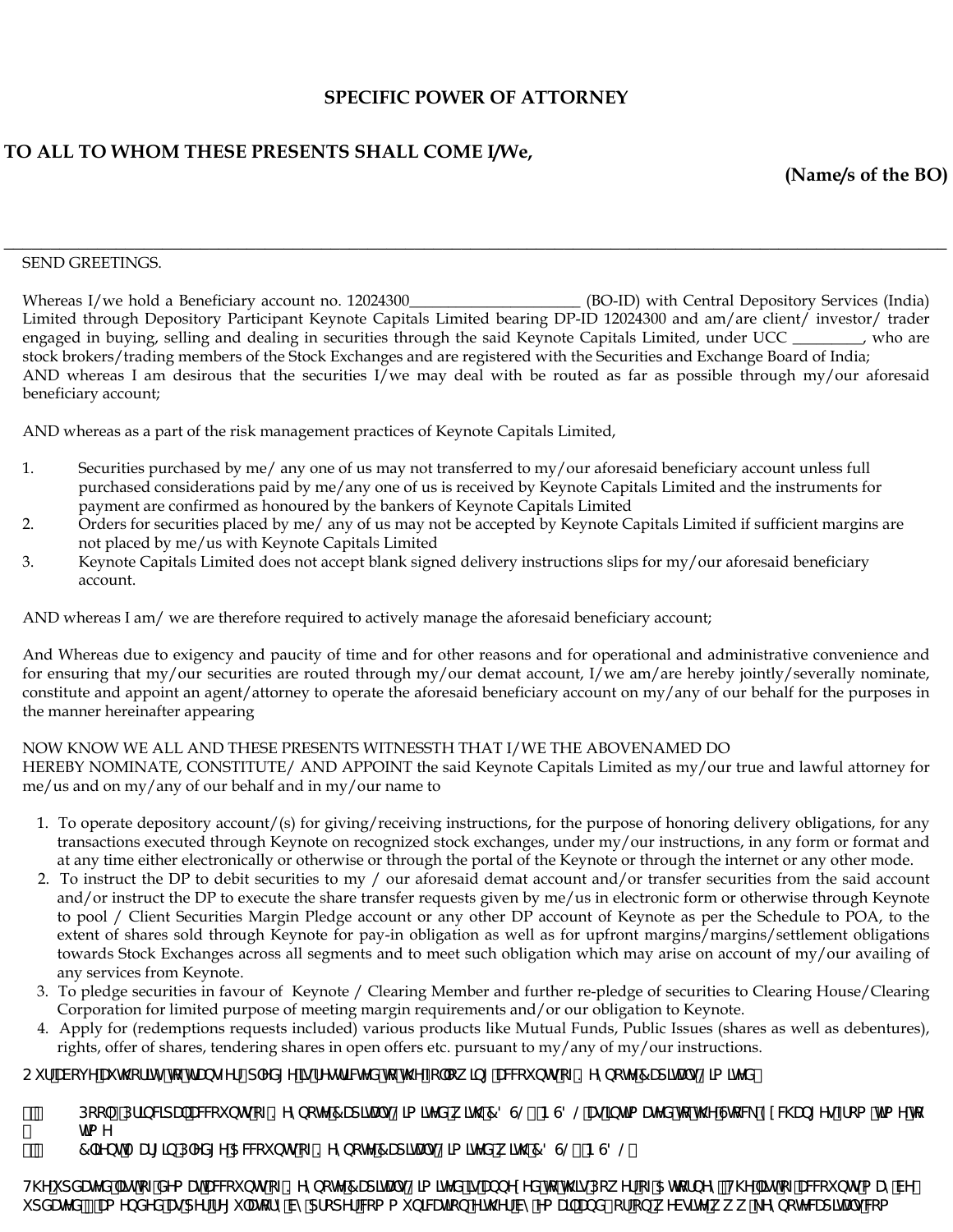**SPECIFIC POWER OF ATTORNEY**

**TO ALL TO WHOM THESE PRESENTS SHALL COME I/We,**

**(Name/s of the BO)**

---

SEND GREETINGS.

Whereas I/we hold a Beneficiary account no. 12024300______________________ (BO-ID) with Central Depository Services (India) Limited through Depository Participant Keynote Capitals Limited bearing DP-ID 12024300 and am/are client/ investor/ trader engaged in buying, selling and dealing in securities through the said Keynote Capitals Limited, under UCC _________, who are stock brokers/trading members of the Stock Exchanges and are registered with the Securities and Exchange Board of India;
AND whereas I am desirous that the securities I/we may deal with be routed as far as possible through my/our aforesaid beneficiary account;

AND whereas as a part of the risk management practices of Keynote Capitals Limited,

1. Securities purchased by me/ any one of us may not transferred to my/our aforesaid beneficiary account unless full purchased considerations paid by me/any one of us is received by Keynote Capitals Limited and the instruments for payment are confirmed as honoured by the bankers of Keynote Capitals Limited
2. Orders for securities placed by me/ any of us may not be accepted by Keynote Capitals Limited if sufficient margins are not placed by me/us with Keynote Capitals Limited
3. Keynote Capitals Limited does not accept blank signed delivery instructions slips for my/our aforesaid beneficiary account.

AND whereas I am/ we are therefore required to actively manage the aforesaid beneficiary account;

And Whereas due to exigency and paucity of time and for other reasons and for operational and administrative convenience and for ensuring that my/our securities are routed through my/our demat account, I/we am/are hereby jointly/severally nominate, constitute and appoint an agent/attorney to operate the aforesaid beneficiary account on my/any of our behalf for the purposes in the manner hereinafter appearing

NOW KNOW WE ALL AND THESE PRESENTS WITNESSTH THAT I/WE THE ABOVENAMED DO
HEREBY NOMINATE, CONSTITUTE/ AND APPOINT the said Keynote Capitals Limited as my/our true and lawful attorney for me/us and on my/any of our behalf and in my/our name to

1. To operate depository account/(s) for giving/receiving instructions, for the purpose of honoring delivery obligations, for any transactions executed through Keynote on recognized stock exchanges, under my/our instructions, in any form or format and at any time either electronically or otherwise or through the portal of the Keynote or through the internet or any other mode.
2. To instruct the DP to debit securities to my / our aforesaid demat account and/or transfer securities from the said account and/or instruct the DP to execute the share transfer requests given by me/us in electronic form or otherwise through Keynote to pool / Client Securities Margin Pledge account or any other DP account of Keynote as per the Schedule to POA, to the extent of shares sold through Keynote for pay-in obligation as well as for upfront margins/margins/settlement obligations towards Stock Exchanges across all segments and to meet such obligation which may arise on account of my/our availing of any services from Keynote.
3. To pledge securities in favour of Keynote / Clearing Member and further re-pledge of securities to Clearing House/Clearing Corporation for limited purpose of meeting margin requirements and/or our obligation to Keynote.
4. Apply for (redemptions requests included) various products like Mutual Funds, Public Issues (shares as well as debentures), rights, offer of shares, tendering shares in open offers etc. pursuant to my/any of my/our instructions.

Our above authority to transfer/pledge is restricted to the following accounts of Keynote Capitals Limited:

1. Pool/ Principal account of Keynote Capitals Limited with CDSL / NSDL as intimated to the Stock Exchanges from time to time
2. Client Margin Pledge Account of Keynote Capitals Limited with CDSL / NSDL

The updated list of demat account of Keynote Capitals Limited is annexed to this Power of Attorney. The list of account may be updated / amended as per regulatory by appropriate communication thereby email and/or on website www.keynotecapitals.com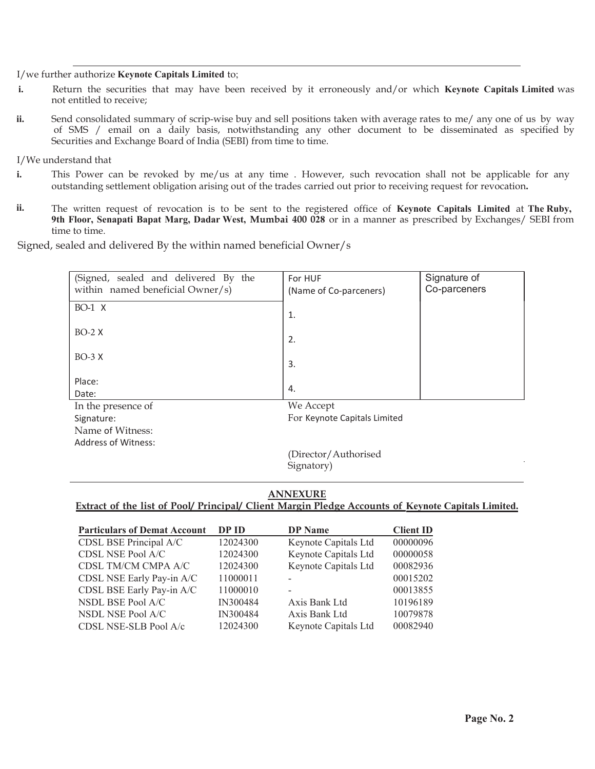I/we further authorize **Keynote Capitals Limited** to;

- **i.** Return the securities that may have been received by it erroneously and/or which **Keynote Capitals Limited** was not entitled to receive;
- **ii.** Send consolidated summary of scrip-wise buy and sell positions taken with average rates to me/ any one of us by way of SMS / email on a daily basis, notwithstanding any other document to be disseminated as specified by Securities and Exchange Board of India (SEBI) from time to time.

I/We understand that

- **i.** This Power can be revoked by me/us at any time . However, such revocation shall not be applicable for any outstanding settlement obligation arising out of the trades carried out prior to receiving request for revocation**.**
- **ii.** The written request of revocation is to be sent to the registered office of **Keynote Capitals Limited** at **The Ruby, 9th Floor, Senapati Bapat Marg, Dadar West, Mumbai 400 028** or in a manner as prescribed by Exchanges/ SEBI from time to time.

Signed, sealed and delivered By the within named beneficial Owner/s

| (Signed, sealed and delivered By the within named beneficial Owner/s) | For HUF (Name of Co-parceners) | Signature of Co-parceners |
|---|---|---|
| BO-1 X | 1. | |
| BO-2 X | 2. | |
| BO-3 X | 3. | |
| Place: Date: | 4. | |

In the presence of
Signature:
Name of Witness:
Address of Witness:

We Accept
For Keynote Capitals Limited

(Director/Authorised Signatory)

## ANNEXURE

**Extract of the list of Pool/ Principal/ Client Margin Pledge Accounts of Keynote Capitals Limited.**

| Particulars of Demat Account | DP ID | DP Name | Client ID |
|---|---|---|---|
| CDSL BSE Principal A/C | 12024300 | Keynote Capitals Ltd | 00000096 |
| CDSL NSE Pool A/C | 12024300 | Keynote Capitals Ltd | 00000058 |
| CDSL TM/CM CMPA A/C | 12024300 | Keynote Capitals Ltd | 00082936 |
| CDSL NSE Early Pay-in A/C | 11000011 | - | 00015202 |
| CDSL BSE Early Pay-in A/C | 11000010 | - | 00013855 |
| NSDL BSE Pool A/C | IN300484 | Axis Bank Ltd | 10196189 |
| NSDL NSE Pool A/C | IN300484 | Axis Bank Ltd | 10079878 |
| CDSL NSE-SLB Pool A/c | 12024300 | Keynote Capitals Ltd | 00082940 |